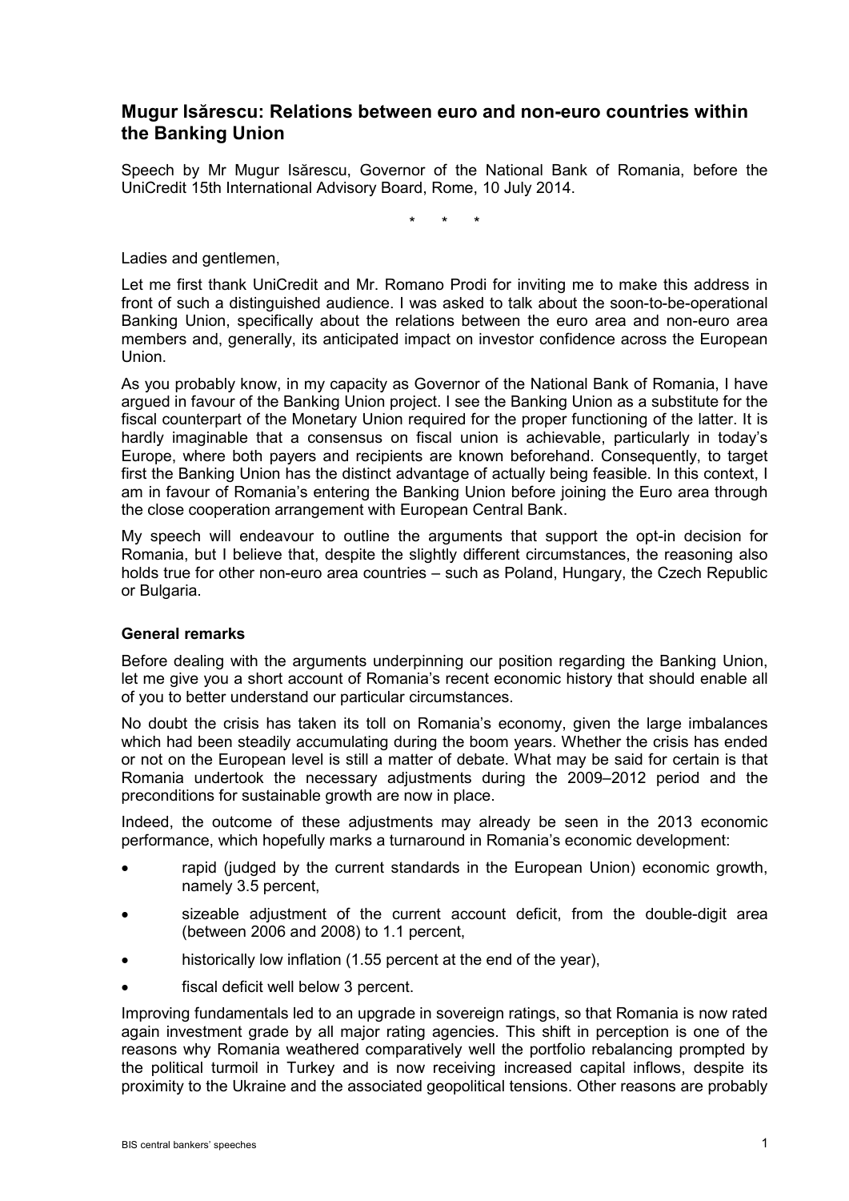# Mugur Isărescu: Relations between euro and non-euro countries within the Banking Union

Speech by Mr Mugur Isărescu, Governor of the National Bank of Romania, before the UniCredit 15th International Advisory Board, Rome, 10 July 2014.

\* \* \*

Ladies and gentlemen,

Let me first thank UniCredit and Mr. Romano Prodi for inviting me to make this address in front of such a distinguished audience. I was asked to talk about the soon-to-be-operational Banking Union, specifically about the relations between the euro area and non-euro area members and, generally, its anticipated impact on investor confidence across the European Union.

As you probably know, in my capacity as Governor of the National Bank of Romania, I have argued in favour of the Banking Union project. I see the Banking Union as a substitute for the fiscal counterpart of the Monetary Union required for the proper functioning of the latter. It is hardly imaginable that a consensus on fiscal union is achievable, particularly in today's Europe, where both payers and recipients are known beforehand. Consequently, to target first the Banking Union has the distinct advantage of actually being feasible. In this context, I am in favour of Romania's entering the Banking Union before joining the Euro area through the close cooperation arrangement with European Central Bank.

My speech will endeavour to outline the arguments that support the opt-in decision for Romania, but I believe that, despite the slightly different circumstances, the reasoning also holds true for other non-euro area countries – such as Poland, Hungary, the Czech Republic or Bulgaria.

## General remarks

Before dealing with the arguments underpinning our position regarding the Banking Union, let me give you a short account of Romania's recent economic history that should enable all of you to better understand our particular circumstances.

No doubt the crisis has taken its toll on Romania's economy, given the large imbalances which had been steadily accumulating during the boom years. Whether the crisis has ended or not on the European level is still a matter of debate. What may be said for certain is that Romania undertook the necessary adjustments during the 2009–2012 period and the preconditions for sustainable growth are now in place.

Indeed, the outcome of these adjustments may already be seen in the 2013 economic performance, which hopefully marks a turnaround in Romania's economic development:

- rapid (judged by the current standards in the European Union) economic growth, namely 3.5 percent,
- sizeable adjustment of the current account deficit, from the double-digit area (between 2006 and 2008) to 1.1 percent,
- historically low inflation (1.55 percent at the end of the year),
- fiscal deficit well below 3 percent.

Improving fundamentals led to an upgrade in sovereign ratings, so that Romania is now rated again investment grade by all major rating agencies. This shift in perception is one of the reasons why Romania weathered comparatively well the portfolio rebalancing prompted by the political turmoil in Turkey and is now receiving increased capital inflows, despite its proximity to the Ukraine and the associated geopolitical tensions. Other reasons are probably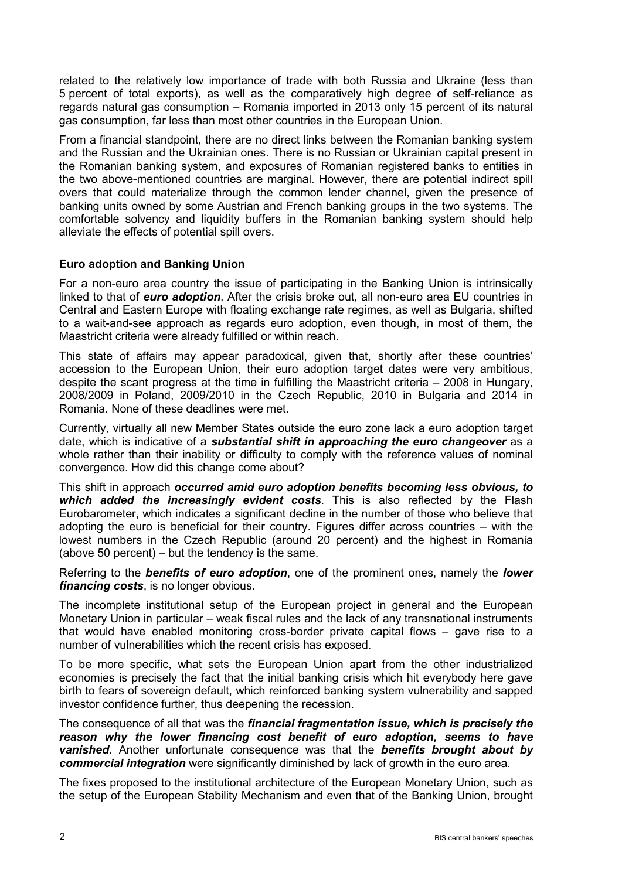related to the relatively low importance of trade with both Russia and Ukraine (less than 5 percent of total exports), as well as the comparatively high degree of self-reliance as regards natural gas consumption – Romania imported in 2013 only 15 percent of its natural gas consumption, far less than most other countries in the European Union.

From a financial standpoint, there are no direct links between the Romanian banking system and the Russian and the Ukrainian ones. There is no Russian or Ukrainian capital present in the Romanian banking system, and exposures of Romanian registered banks to entities in the two above-mentioned countries are marginal. However, there are potential indirect spill overs that could materialize through the common lender channel, given the presence of banking units owned by some Austrian and French banking groups in the two systems. The comfortable solvency and liquidity buffers in the Romanian banking system should help alleviate the effects of potential spill overs.

**Euro adoption and Banking Union**

For a non-euro area country the issue of participating in the Banking Union is intrinsically linked to that of ***euro adoption***. After the crisis broke out, all non-euro area EU countries in Central and Eastern Europe with floating exchange rate regimes, as well as Bulgaria, shifted to a wait-and-see approach as regards euro adoption, even though, in most of them, the Maastricht criteria were already fulfilled or within reach.

This state of affairs may appear paradoxical, given that, shortly after these countries' accession to the European Union, their euro adoption target dates were very ambitious, despite the scant progress at the time in fulfilling the Maastricht criteria – 2008 in Hungary, 2008/2009 in Poland, 2009/2010 in the Czech Republic, 2010 in Bulgaria and 2014 in Romania. None of these deadlines were met.

Currently, virtually all new Member States outside the euro zone lack a euro adoption target date, which is indicative of a ***substantial shift in approaching the euro changeover*** as a whole rather than their inability or difficulty to comply with the reference values of nominal convergence. How did this change come about?

This shift in approach ***occurred amid euro adoption benefits becoming less obvious, to which added the increasingly evident costs***. This is also reflected by the Flash Eurobarometer, which indicates a significant decline in the number of those who believe that adopting the euro is beneficial for their country. Figures differ across countries – with the lowest numbers in the Czech Republic (around 20 percent) and the highest in Romania (above 50 percent) – but the tendency is the same.

Referring to the ***benefits of euro adoption***, one of the prominent ones, namely the ***lower financing costs***, is no longer obvious.

The incomplete institutional setup of the European project in general and the European Monetary Union in particular – weak fiscal rules and the lack of any transnational instruments that would have enabled monitoring cross-border private capital flows – gave rise to a number of vulnerabilities which the recent crisis has exposed.

To be more specific, what sets the European Union apart from the other industrialized economies is precisely the fact that the initial banking crisis which hit everybody here gave birth to fears of sovereign default, which reinforced banking system vulnerability and sapped investor confidence further, thus deepening the recession.

The consequence of all that was the ***financial fragmentation issue, which is precisely the reason why the lower financing cost benefit of euro adoption, seems to have vanished***. Another unfortunate consequence was that the ***benefits brought about by commercial integration*** were significantly diminished by lack of growth in the euro area.

The fixes proposed to the institutional architecture of the European Monetary Union, such as the setup of the European Stability Mechanism and even that of the Banking Union, brought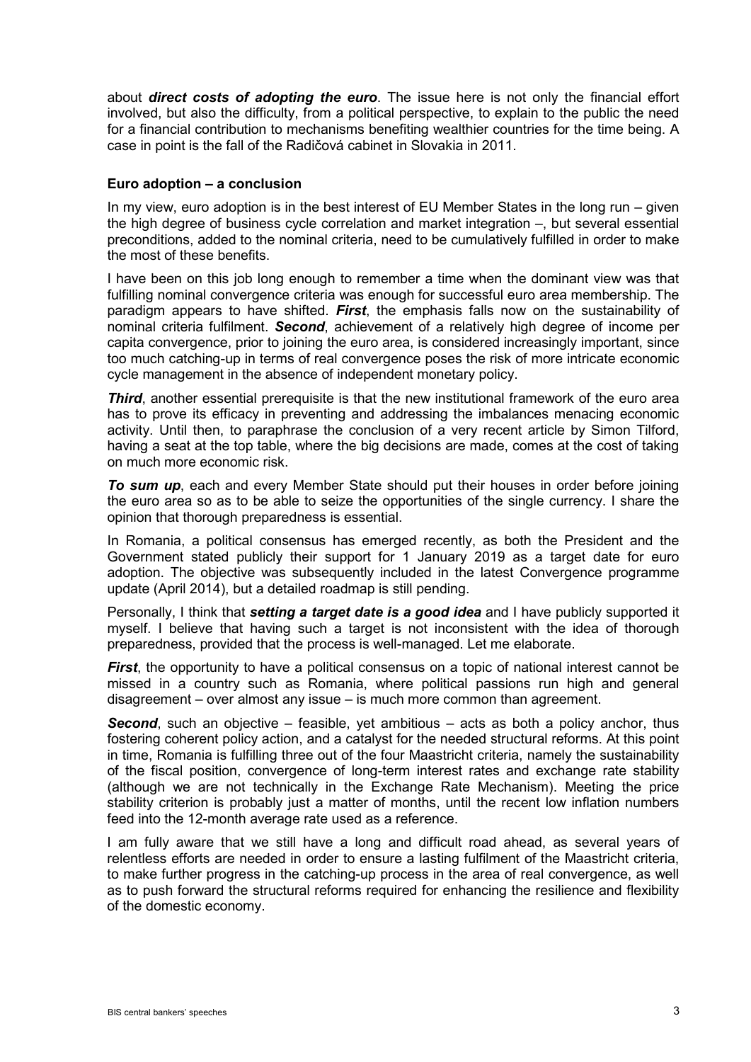about ***direct costs of adopting the euro***. The issue here is not only the financial effort involved, but also the difficulty, from a political perspective, to explain to the public the need for a financial contribution to mechanisms benefiting wealthier countries for the time being. A case in point is the fall of the Radičová cabinet in Slovakia in 2011.

**Euro adoption – a conclusion**

In my view, euro adoption is in the best interest of EU Member States in the long run – given the high degree of business cycle correlation and market integration –, but several essential preconditions, added to the nominal criteria, need to be cumulatively fulfilled in order to make the most of these benefits.

I have been on this job long enough to remember a time when the dominant view was that fulfilling nominal convergence criteria was enough for successful euro area membership. The paradigm appears to have shifted. ***First***, the emphasis falls now on the sustainability of nominal criteria fulfilment. ***Second***, achievement of a relatively high degree of income per capita convergence, prior to joining the euro area, is considered increasingly important, since too much catching-up in terms of real convergence poses the risk of more intricate economic cycle management in the absence of independent monetary policy.

***Third***, another essential prerequisite is that the new institutional framework of the euro area has to prove its efficacy in preventing and addressing the imbalances menacing economic activity. Until then, to paraphrase the conclusion of a very recent article by Simon Tilford, having a seat at the top table, where the big decisions are made, comes at the cost of taking on much more economic risk.

***To sum up***, each and every Member State should put their houses in order before joining the euro area so as to be able to seize the opportunities of the single currency. I share the opinion that thorough preparedness is essential.

In Romania, a political consensus has emerged recently, as both the President and the Government stated publicly their support for 1 January 2019 as a target date for euro adoption. The objective was subsequently included in the latest Convergence programme update (April 2014), but a detailed roadmap is still pending.

Personally, I think that ***setting a target date is a good idea*** and I have publicly supported it myself. I believe that having such a target is not inconsistent with the idea of thorough preparedness, provided that the process is well-managed. Let me elaborate.

***First***, the opportunity to have a political consensus on a topic of national interest cannot be missed in a country such as Romania, where political passions run high and general disagreement – over almost any issue – is much more common than agreement.

***Second***, such an objective – feasible, yet ambitious – acts as both a policy anchor, thus fostering coherent policy action, and a catalyst for the needed structural reforms. At this point in time, Romania is fulfilling three out of the four Maastricht criteria, namely the sustainability of the fiscal position, convergence of long-term interest rates and exchange rate stability (although we are not technically in the Exchange Rate Mechanism). Meeting the price stability criterion is probably just a matter of months, until the recent low inflation numbers feed into the 12-month average rate used as a reference.

I am fully aware that we still have a long and difficult road ahead, as several years of relentless efforts are needed in order to ensure a lasting fulfilment of the Maastricht criteria, to make further progress in the catching-up process in the area of real convergence, as well as to push forward the structural reforms required for enhancing the resilience and flexibility of the domestic economy.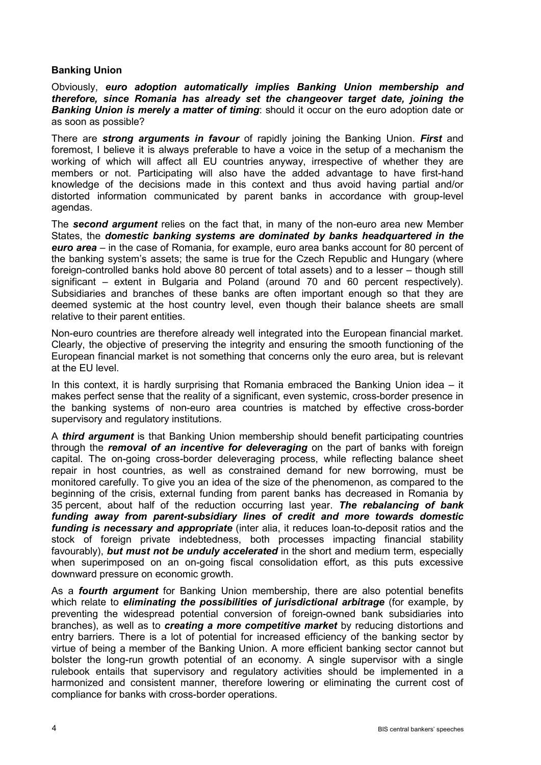**Banking Union**

Obviously, ***euro adoption automatically implies Banking Union membership and therefore, since Romania has already set the changeover target date, joining the Banking Union is merely a matter of timing***: should it occur on the euro adoption date or as soon as possible?

There are ***strong arguments in favour*** of rapidly joining the Banking Union. ***First*** and foremost, I believe it is always preferable to have a voice in the setup of a mechanism the working of which will affect all EU countries anyway, irrespective of whether they are members or not. Participating will also have the added advantage to have first-hand knowledge of the decisions made in this context and thus avoid having partial and/or distorted information communicated by parent banks in accordance with group-level agendas.

The ***second argument*** relies on the fact that, in many of the non-euro area new Member States, the ***domestic banking systems are dominated by banks headquartered in the euro area*** – in the case of Romania, for example, euro area banks account for 80 percent of the banking system's assets; the same is true for the Czech Republic and Hungary (where foreign-controlled banks hold above 80 percent of total assets) and to a lesser – though still significant – extent in Bulgaria and Poland (around 70 and 60 percent respectively). Subsidiaries and branches of these banks are often important enough so that they are deemed systemic at the host country level, even though their balance sheets are small relative to their parent entities.

Non-euro countries are therefore already well integrated into the European financial market. Clearly, the objective of preserving the integrity and ensuring the smooth functioning of the European financial market is not something that concerns only the euro area, but is relevant at the EU level.

In this context, it is hardly surprising that Romania embraced the Banking Union idea – it makes perfect sense that the reality of a significant, even systemic, cross-border presence in the banking systems of non-euro area countries is matched by effective cross-border supervisory and regulatory institutions.

A ***third argument*** is that Banking Union membership should benefit participating countries through the ***removal of an incentive for deleveraging*** on the part of banks with foreign capital. The on-going cross-border deleveraging process, while reflecting balance sheet repair in host countries, as well as constrained demand for new borrowing, must be monitored carefully. To give you an idea of the size of the phenomenon, as compared to the beginning of the crisis, external funding from parent banks has decreased in Romania by 35 percent, about half of the reduction occurring last year. ***The rebalancing of bank funding away from parent-subsidiary lines of credit and more towards domestic funding is necessary and appropriate*** (inter alia, it reduces loan-to-deposit ratios and the stock of foreign private indebtedness, both processes impacting financial stability favourably), ***but must not be unduly accelerated*** in the short and medium term, especially when superimposed on an on-going fiscal consolidation effort, as this puts excessive downward pressure on economic growth.

As a ***fourth argument*** for Banking Union membership, there are also potential benefits which relate to ***eliminating the possibilities of jurisdictional arbitrage*** (for example, by preventing the widespread potential conversion of foreign-owned bank subsidiaries into branches), as well as to ***creating a more competitive market*** by reducing distortions and entry barriers. There is a lot of potential for increased efficiency of the banking sector by virtue of being a member of the Banking Union. A more efficient banking sector cannot but bolster the long-run growth potential of an economy. A single supervisor with a single rulebook entails that supervisory and regulatory activities should be implemented in a harmonized and consistent manner, therefore lowering or eliminating the current cost of compliance for banks with cross-border operations.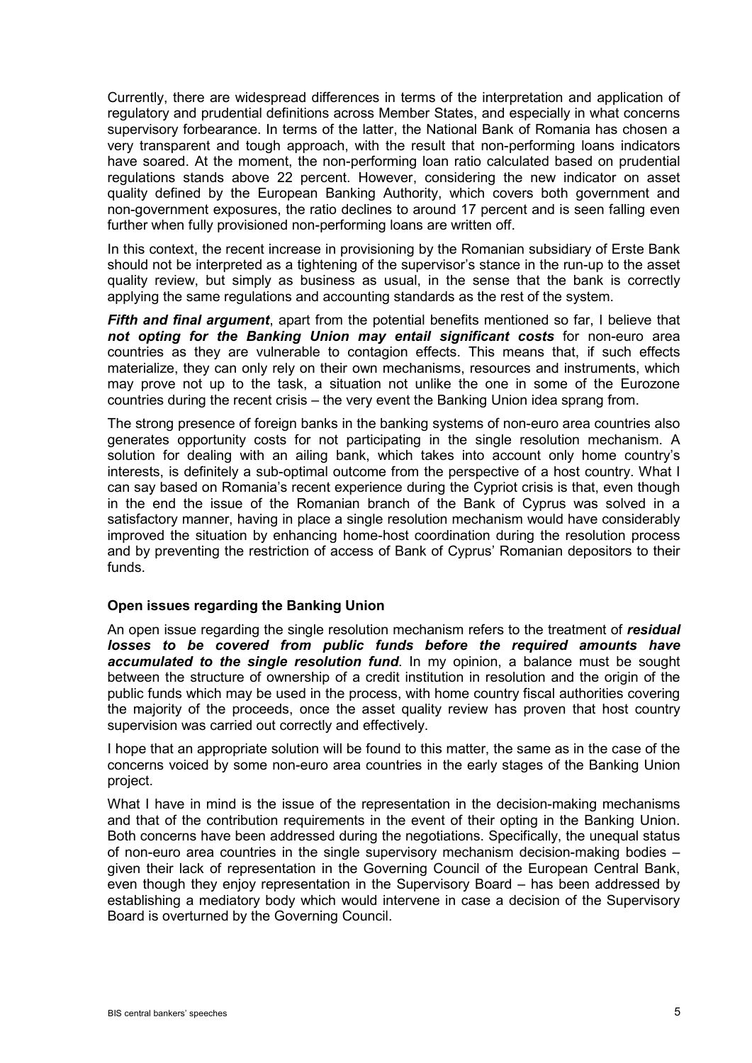Currently, there are widespread differences in terms of the interpretation and application of regulatory and prudential definitions across Member States, and especially in what concerns supervisory forbearance. In terms of the latter, the National Bank of Romania has chosen a very transparent and tough approach, with the result that non-performing loans indicators have soared. At the moment, the non-performing loan ratio calculated based on prudential regulations stands above 22 percent. However, considering the new indicator on asset quality defined by the European Banking Authority, which covers both government and non-government exposures, the ratio declines to around 17 percent and is seen falling even further when fully provisioned non-performing loans are written off.

In this context, the recent increase in provisioning by the Romanian subsidiary of Erste Bank should not be interpreted as a tightening of the supervisor's stance in the run-up to the asset quality review, but simply as business as usual, in the sense that the bank is correctly applying the same regulations and accounting standards as the rest of the system.

***Fifth and final argument***, apart from the potential benefits mentioned so far, I believe that ***not opting for the Banking Union may entail significant costs*** for non-euro area countries as they are vulnerable to contagion effects. This means that, if such effects materialize, they can only rely on their own mechanisms, resources and instruments, which may prove not up to the task, a situation not unlike the one in some of the Eurozone countries during the recent crisis – the very event the Banking Union idea sprang from.

The strong presence of foreign banks in the banking systems of non-euro area countries also generates opportunity costs for not participating in the single resolution mechanism. A solution for dealing with an ailing bank, which takes into account only home country's interests, is definitely a sub-optimal outcome from the perspective of a host country. What I can say based on Romania's recent experience during the Cypriot crisis is that, even though in the end the issue of the Romanian branch of the Bank of Cyprus was solved in a satisfactory manner, having in place a single resolution mechanism would have considerably improved the situation by enhancing home-host coordination during the resolution process and by preventing the restriction of access of Bank of Cyprus' Romanian depositors to their funds.

**Open issues regarding the Banking Union**

An open issue regarding the single resolution mechanism refers to the treatment of ***residual losses to be covered from public funds before the required amounts have accumulated to the single resolution fund***. In my opinion, a balance must be sought between the structure of ownership of a credit institution in resolution and the origin of the public funds which may be used in the process, with home country fiscal authorities covering the majority of the proceeds, once the asset quality review has proven that host country supervision was carried out correctly and effectively.

I hope that an appropriate solution will be found to this matter, the same as in the case of the concerns voiced by some non-euro area countries in the early stages of the Banking Union project.

What I have in mind is the issue of the representation in the decision-making mechanisms and that of the contribution requirements in the event of their opting in the Banking Union. Both concerns have been addressed during the negotiations. Specifically, the unequal status of non-euro area countries in the single supervisory mechanism decision-making bodies – given their lack of representation in the Governing Council of the European Central Bank, even though they enjoy representation in the Supervisory Board – has been addressed by establishing a mediatory body which would intervene in case a decision of the Supervisory Board is overturned by the Governing Council.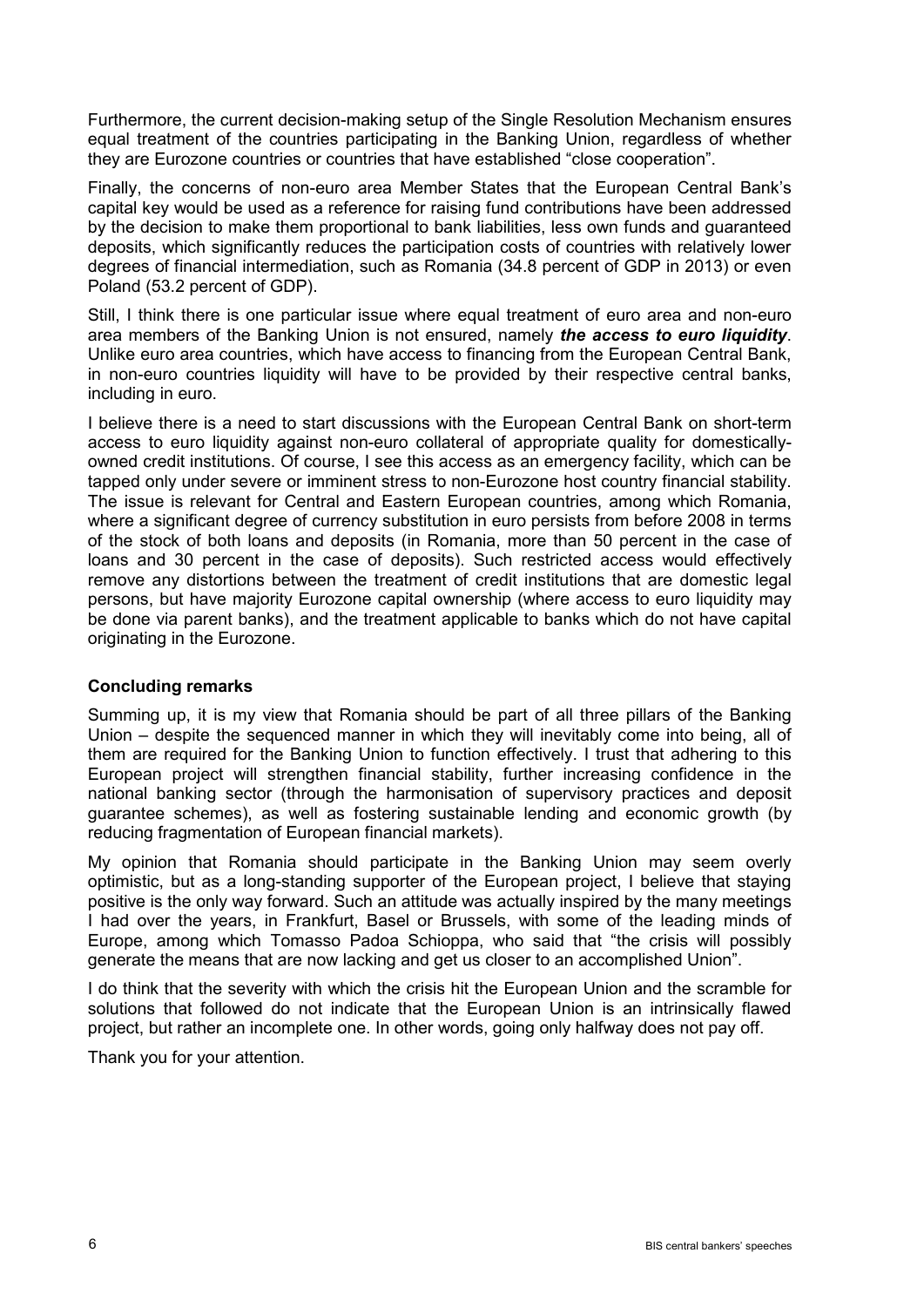Furthermore, the current decision-making setup of the Single Resolution Mechanism ensures equal treatment of the countries participating in the Banking Union, regardless of whether they are Eurozone countries or countries that have established "close cooperation".

Finally, the concerns of non-euro area Member States that the European Central Bank's capital key would be used as a reference for raising fund contributions have been addressed by the decision to make them proportional to bank liabilities, less own funds and guaranteed deposits, which significantly reduces the participation costs of countries with relatively lower degrees of financial intermediation, such as Romania (34.8 percent of GDP in 2013) or even Poland (53.2 percent of GDP).

Still, I think there is one particular issue where equal treatment of euro area and non-euro area members of the Banking Union is not ensured, namely ***the access to euro liquidity***. Unlike euro area countries, which have access to financing from the European Central Bank, in non-euro countries liquidity will have to be provided by their respective central banks, including in euro.

I believe there is a need to start discussions with the European Central Bank on short-term access to euro liquidity against non-euro collateral of appropriate quality for domestically-owned credit institutions. Of course, I see this access as an emergency facility, which can be tapped only under severe or imminent stress to non-Eurozone host country financial stability. The issue is relevant for Central and Eastern European countries, among which Romania, where a significant degree of currency substitution in euro persists from before 2008 in terms of the stock of both loans and deposits (in Romania, more than 50 percent in the case of loans and 30 percent in the case of deposits). Such restricted access would effectively remove any distortions between the treatment of credit institutions that are domestic legal persons, but have majority Eurozone capital ownership (where access to euro liquidity may be done via parent banks), and the treatment applicable to banks which do not have capital originating in the Eurozone.

**Concluding remarks**

Summing up, it is my view that Romania should be part of all three pillars of the Banking Union – despite the sequenced manner in which they will inevitably come into being, all of them are required for the Banking Union to function effectively. I trust that adhering to this European project will strengthen financial stability, further increasing confidence in the national banking sector (through the harmonisation of supervisory practices and deposit guarantee schemes), as well as fostering sustainable lending and economic growth (by reducing fragmentation of European financial markets).

My opinion that Romania should participate in the Banking Union may seem overly optimistic, but as a long-standing supporter of the European project, I believe that staying positive is the only way forward. Such an attitude was actually inspired by the many meetings I had over the years, in Frankfurt, Basel or Brussels, with some of the leading minds of Europe, among which Tomasso Padoa Schioppa, who said that "the crisis will possibly generate the means that are now lacking and get us closer to an accomplished Union".

I do think that the severity with which the crisis hit the European Union and the scramble for solutions that followed do not indicate that the European Union is an intrinsically flawed project, but rather an incomplete one. In other words, going only halfway does not pay off.

Thank you for your attention.